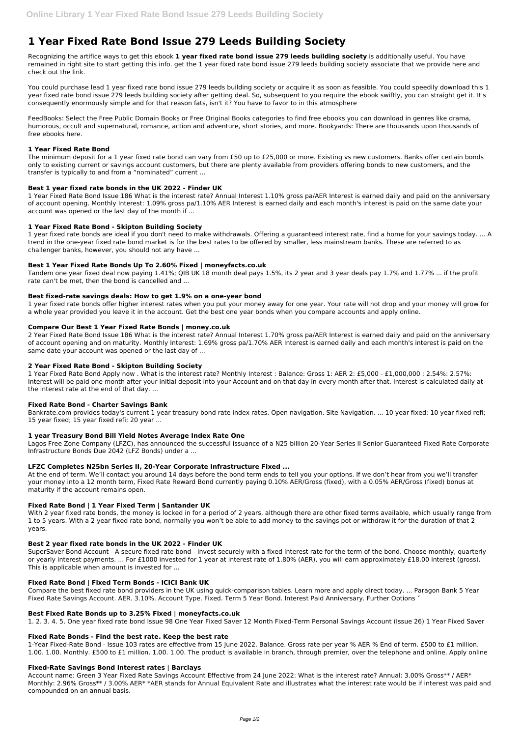# 1 Year Fixed Rate Bond Issue 279 Leeds Building Society

Recognizing the artifice ways to get this ebook **1 year fixed rate bond issue 279 leeds building society** is additionally useful. You have remained in right site to start getting this info. get the 1 year fixed rate bond issue 279 leeds building society associate that we provide here and check out the link.

You could purchase lead 1 year fixed rate bond issue 279 leeds building society or acquire it as soon as feasible. You could speedily download this 1 year fixed rate bond issue 279 leeds building society after getting deal. So, subsequent to you require the ebook swiftly, you can straight get it. It's consequently enormously simple and for that reason fats, isn't it? You have to favor to in this atmosphere

FeedBooks: Select the Free Public Domain Books or Free Original Books categories to find free ebooks you can download in genres like drama, humorous, occult and supernatural, romance, action and adventure, short stories, and more. Bookyards: There are thousands upon thousands of free ebooks here.

### 1 Year Fixed Rate Bond

The minimum deposit for a 1 year fixed rate bond can vary from £50 up to £25,000 or more. Existing vs new customers. Banks offer certain bonds only to existing current or savings account customers, but there are plenty available from providers offering bonds to new customers, and the transfer is typically to and from a "nominated" current ...

### Best 1 year fixed rate bonds in the UK 2022 - Finder UK

1 Year Fixed Rate Bond Issue 186 What is the interest rate? Annual Interest 1.10% gross pa/AER Interest is earned daily and paid on the anniversary of account opening. Monthly Interest: 1.09% gross pa/1.10% AER Interest is earned daily and each month's interest is paid on the same date your account was opened or the last day of the month if ...

### 1 Year Fixed Rate Bond - Skipton Building Society

1 year fixed rate bonds are ideal if you don't need to make withdrawals. Offering a guaranteed interest rate, find a home for your savings today. ... A trend in the one-year fixed rate bond market is for the best rates to be offered by smaller, less mainstream banks. These are referred to as challenger banks, however, you should not any have ...

### Best 1 Year Fixed Rate Bonds Up To 2.60% Fixed | moneyfacts.co.uk

Tandem one year fixed deal now paying 1.41%; QIB UK 18 month deal pays 1.5%, its 2 year and 3 year deals pay 1.7% and 1.77% ... if the profit rate can't be met, then the bond is cancelled and ...

### Best fixed-rate savings deals: How to get 1.9% on a one-year bond

1 year fixed rate bonds offer higher interest rates when you put your money away for one year. Your rate will not drop and your money will grow for a whole year provided you leave it in the account. Get the best one year bonds when you compare accounts and apply online.

### Compare Our Best 1 Year Fixed Rate Bonds | money.co.uk

2 Year Fixed Rate Bond Issue 186 What is the interest rate? Annual Interest 1.70% gross pa/AER Interest is earned daily and paid on the anniversary of account opening and on maturity. Monthly Interest: 1.69% gross pa/1.70% AER Interest is earned daily and each month's interest is paid on the same date your account was opened or the last day of ...

### 2 Year Fixed Rate Bond - Skipton Building Society

1 Year Fixed Rate Bond Apply now . What is the interest rate? Monthly Interest : Balance: Gross 1: AER 2: £5,000 - £1,000,000 : 2.54%: 2.57%: Interest will be paid one month after your initial deposit into your Account and on that day in every month after that. Interest is calculated daily at the interest rate at the end of that day. ...

### Fixed Rate Bond - Charter Savings Bank

Bankrate.com provides today's current 1 year treasury bond rate index rates. Open navigation. Site Navigation. ... 10 year fixed; 10 year fixed refi; 15 year fixed; 15 year fixed refi; 20 year ...

### 1 year Treasury Bond Bill Yield Notes Average Index Rate One

Lagos Free Zone Company (LFZC), has announced the successful issuance of a N25 billion 20-Year Series II Senior Guaranteed Fixed Rate Corporate Infrastructure Bonds Due 2042 (LFZ Bonds) under a ...

### LFZC Completes N25bn Series II, 20-Year Corporate Infrastructure Fixed ...

At the end of term. We'll contact you around 14 days before the bond term ends to tell you your options. If we don't hear from you we'll transfer your money into a 12 month term, Fixed Rate Reward Bond currently paying 0.10% AER/Gross (fixed), with a 0.05% AER/Gross (fixed) bonus at maturity if the account remains open.

### Fixed Rate Bond | 1 Year Fixed Term | Santander UK

With 2 year fixed rate bonds, the money is locked in for a period of 2 years, although there are other fixed terms available, which usually range from 1 to 5 years. With a 2 year fixed rate bond, normally you won't be able to add money to the savings pot or withdraw it for the duration of that 2 years.

### Best 2 year fixed rate bonds in the UK 2022 - Finder UK

SuperSaver Bond Account - A secure fixed rate bond - Invest securely with a fixed interest rate for the term of the bond. Choose monthly, quarterly or yearly interest payments. ... For £1000 invested for 1 year at interest rate of 1.80% (AER), you will earn approximately £18.00 interest (gross). This is applicable when amount is invested for ...

### Fixed Rate Bond | Fixed Term Bonds - ICICI Bank UK

Compare the best fixed rate bond providers in the UK using quick-comparison tables. Learn more and apply direct today. ... Paragon Bank 5 Year Fixed Rate Savings Account. AER. 3.10%. Account Type. Fixed. Term 5 Year Bond. Interest Paid Anniversary. Further Options ˅

### Best Fixed Rate Bonds up to 3.25% Fixed | moneyfacts.co.uk

1. 2. 3. 4. 5. One year fixed rate bond Issue 98 One Year Fixed Saver 12 Month Fixed-Term Personal Savings Account (Issue 26) 1 Year Fixed Saver

### Fixed Rate Bonds - Find the best rate. Keep the best rate

1-Year Fixed-Rate Bond - Issue 103 rates are effective from 15 June 2022. Balance. Gross rate per year % AER % End of term. £500 to £1 million. 1.00. 1.00. Monthly. £500 to £1 million. 1.00. 1.00. The product is available in branch, through premier, over the telephone and online. Apply online

### Fixed-Rate Savings Bond interest rates | Barclays

Account name: Green 3 Year Fixed Rate Savings Account Effective from 24 June 2022: What is the interest rate? Annual: 3.00% Gross** / AER* Monthly: 2.96% Gross** / 3.00% AER* *AER stands for Annual Equivalent Rate and illustrates what the interest rate would be if interest was paid and compounded on an annual basis.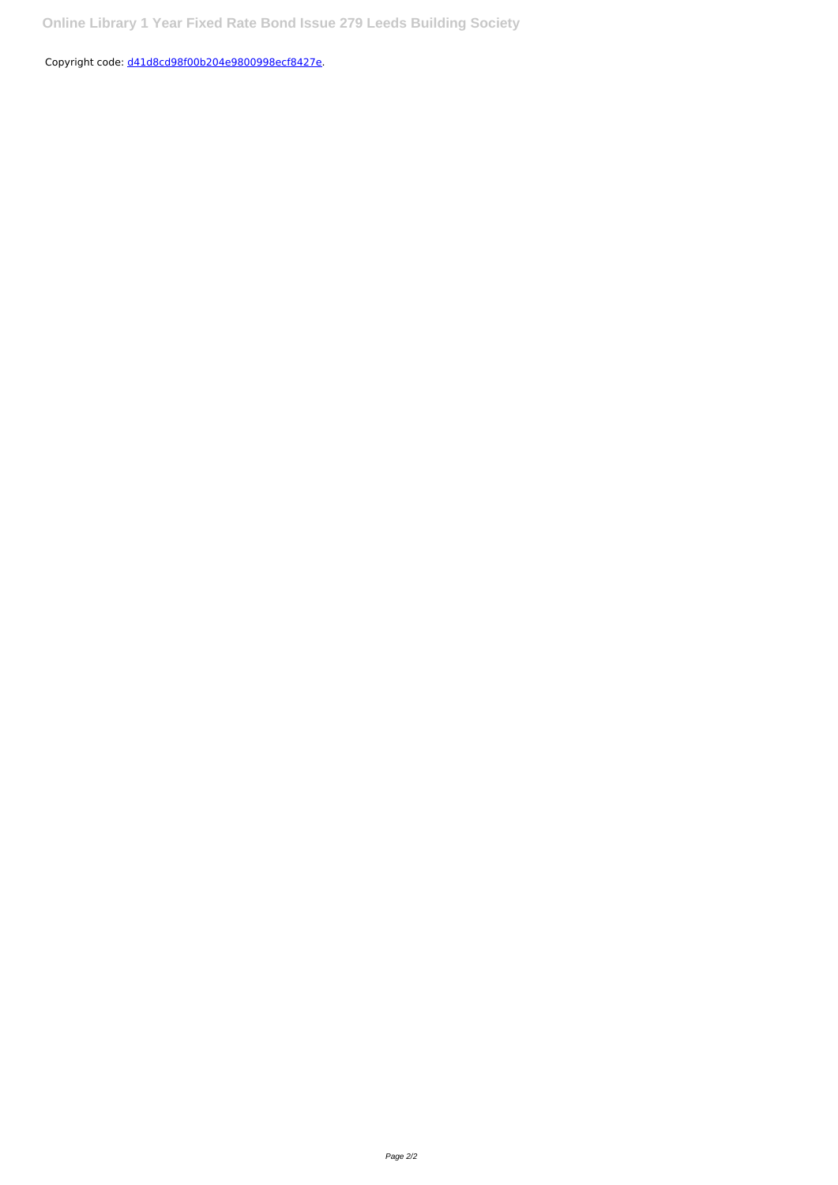Copyright code: [d41d8cd98f00b204e9800998ecf8427e](d41d8cd98f00b204e9800998ecf8427e).